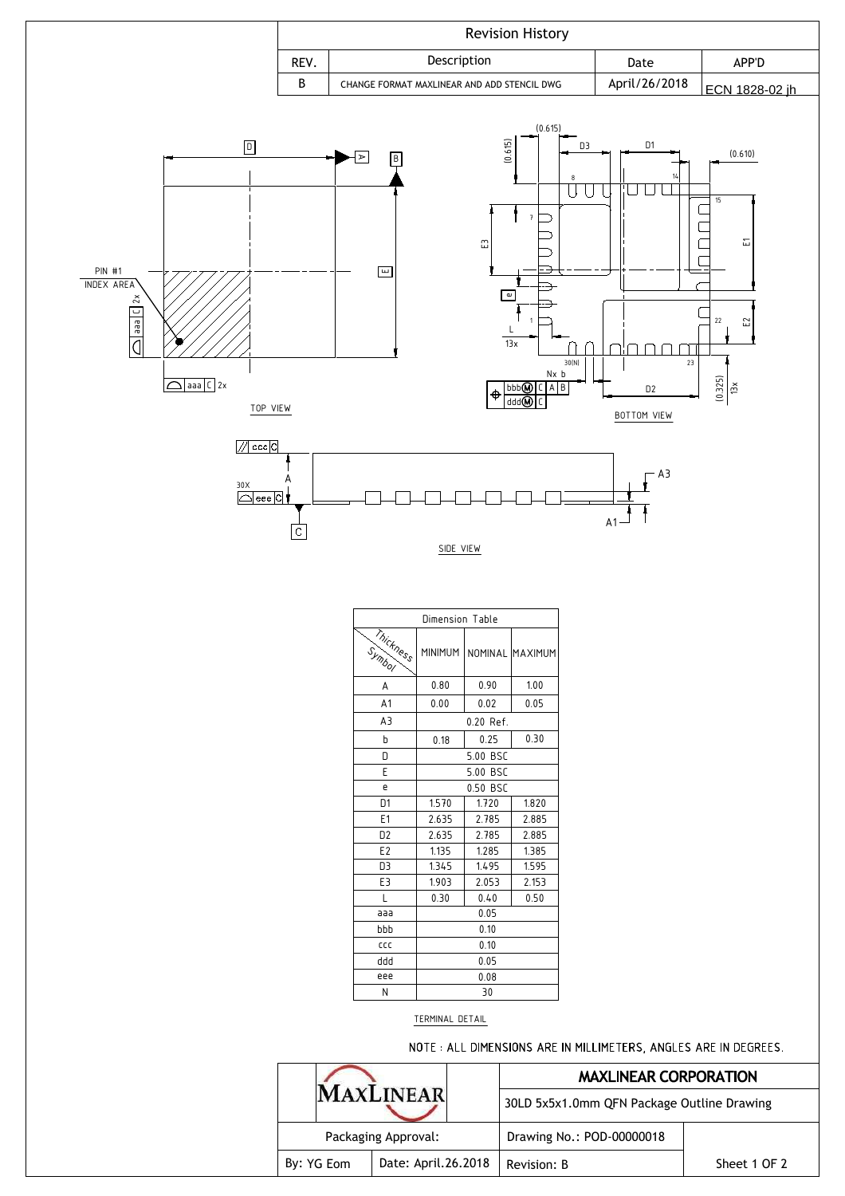## Revision History

| REV. | Description | Date | APP'D |
|---|---|---|---|
| B | CHANGE FORMAT MAXLINEAR AND ADD STENCIL DWG | April/26/2018 | ECN 1828-02 jh |

TOP VIEW

BOTTOM VIEW

SIDE VIEW

| Dimension Table | | | |
|---|---|---|---|
| Symbol / Thickness | MINIMUM | NOMINAL | MAXIMUM |
| A | 0.80 | 0.90 | 1.00 |
| A1 | 0.00 | 0.02 | 0.05 |
| A3 | 0.20 Ref. | | |
| b | 0.18 | 0.25 | 0.30 |
| D | 5.00 BSC | | |
| E | 5.00 BSC | | |
| e | 0.50 BSC | | |
| D1 | 1.570 | 1.720 | 1.820 |
| E1 | 2.635 | 2.785 | 2.885 |
| D2 | 2.635 | 2.785 | 2.885 |
| E2 | 1.135 | 1.285 | 1.385 |
| D3 | 1.345 | 1.495 | 1.595 |
| E3 | 1.903 | 2.053 | 2.153 |
| L | 0.30 | 0.40 | 0.50 |
| aaa | 0.05 | | |
| bbb | 0.10 | | |
| ccc | 0.10 | | |
| ddd | 0.05 | | |
| eee | 0.08 | | |
| N | 30 | | |

TERMINAL DETAIL

NOTE : ALL DIMENSIONS ARE IN MILLIMETERS, ANGLES ARE IN DEGREES.

| MAXLINEAR | | MAXLINEAR CORPORATION | |
|---|---|---|---|
| | | 30LD 5x5x1.0mm QFN Package Outline Drawing | |
| Packaging Approval: | | Drawing No.: POD-00000018 | |
| By: YG Eom | Date: April.26.2018 | Revision: B | Sheet 1 OF 2 |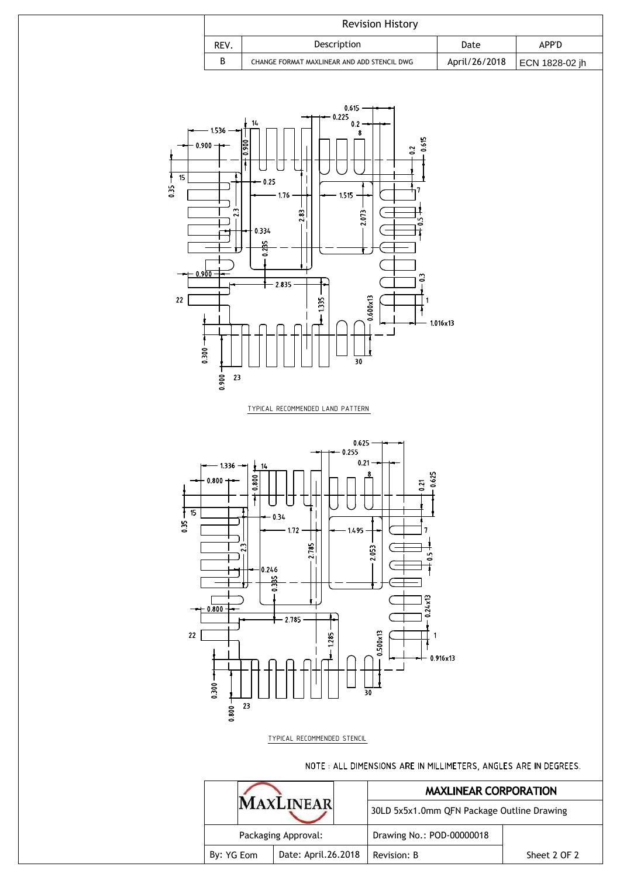## Revision History

| REV. | Description | Date | APP'D |
|---|---|---|---|
| B | CHANGE FORMAT MAXLINEAR AND ADD STENCIL DWG | April/26/2018 | ECN 1828-02 jh |

0.615
0.225
0.2
1.536
14
8
0.900
0.900
0.2
0.615
15
0.35
0.25
7
1.76
1.515
2.3
2.83
2.073
0.5
0.334
0.235
0.900
2.835
0.3
22
1.335
0.600x13
1
1.016x13
0.300
30
0.900
23

TYPICAL RECOMMENDED LAND PATTERN

0.625
0.255
0.21
1.336
14
8
0.800
0.800
0.21
0.625
15
0.35
0.34
7
1.72
1.495
2.3
2.785
2.053
0.5
0.246
0.335
0.800
0.24x13
2.785
22
1.285
0.500x13
1
0.916x13
0.300
30
0.800
23

TYPICAL RECOMMENDED STENCIL

NOTE : ALL DIMENSIONS ARE IN MILLIMETERS, ANGLES ARE IN DEGREES.

| | | | |
|---|---|---|---|
| MAXLINEAR | | MAXLINEAR CORPORATION | |
| | | 30LD 5x5x1.0mm QFN Package Outline Drawing | |
| Packaging Approval: | | Drawing No.: POD-00000018 | |
| By: YG Eom | Date: April.26.2018 | Revision: B | Sheet 2 OF 2 |